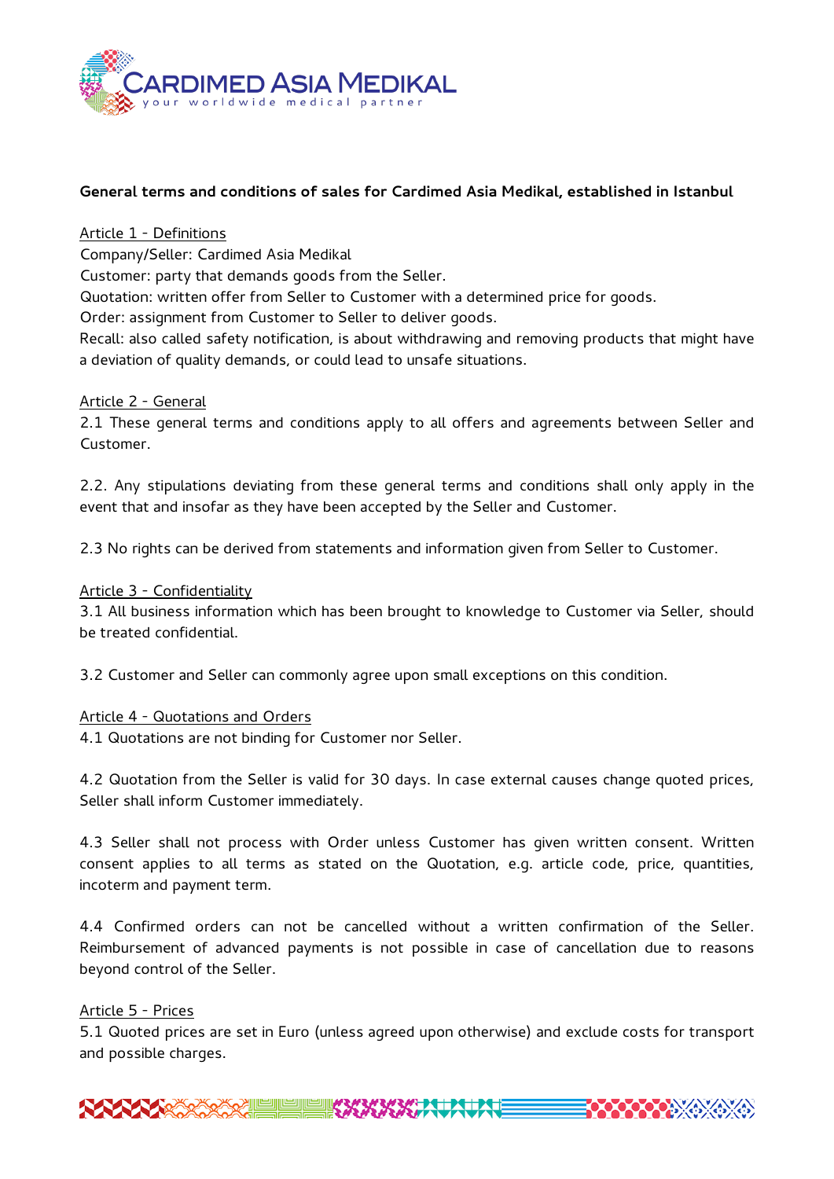**General terms and conditions of sales for Cardimed Asia Medikal, established in Istanbul**

Article 1 - Definitions

Company/Seller: Cardimed Asia Medikal
Customer: party that demands goods from the Seller.
Quotation: written offer from Seller to Customer with a determined price for goods.
Order: assignment from Customer to Seller to deliver goods.
Recall: also called safety notification, is about withdrawing and removing products that might have a deviation of quality demands, or could lead to unsafe situations.

Article 2 - General

2.1 These general terms and conditions apply to all offers and agreements between Seller and Customer.

2.2. Any stipulations deviating from these general terms and conditions shall only apply in the event that and insofar as they have been accepted by the Seller and Customer.

2.3 No rights can be derived from statements and information given from Seller to Customer.

Article 3 - Confidentiality

3.1 All business information which has been brought to knowledge to Customer via Seller, should be treated confidential.

3.2 Customer and Seller can commonly agree upon small exceptions on this condition.

Article 4 - Quotations and Orders

4.1 Quotations are not binding for Customer nor Seller.

4.2 Quotation from the Seller is valid for 30 days. In case external causes change quoted prices, Seller shall inform Customer immediately.

4.3 Seller shall not process with Order unless Customer has given written consent. Written consent applies to all terms as stated on the Quotation, e.g. article code, price, quantities, incoterm and payment term.

4.4 Confirmed orders can not be cancelled without a written confirmation of the Seller. Reimbursement of advanced payments is not possible in case of cancellation due to reasons beyond control of the Seller.

Article 5 - Prices

5.1 Quoted prices are set in Euro (unless agreed upon otherwise) and exclude costs for transport and possible charges.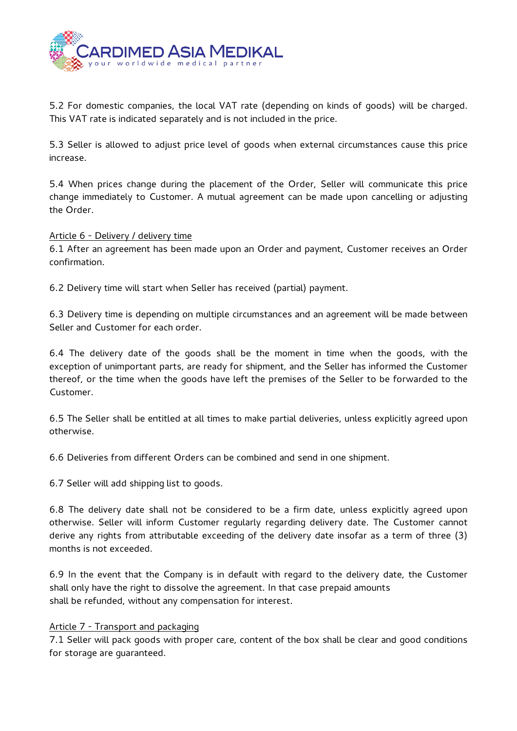5.2 For domestic companies, the local VAT rate (depending on kinds of goods) will be charged. This VAT rate is indicated separately and is not included in the price.

5.3 Seller is allowed to adjust price level of goods when external circumstances cause this price increase.

5.4 When prices change during the placement of the Order, Seller will communicate this price change immediately to Customer. A mutual agreement can be made upon cancelling or adjusting the Order.

<u>Article 6 - Delivery / delivery time</u>

6.1 After an agreement has been made upon an Order and payment, Customer receives an Order confirmation.

6.2 Delivery time will start when Seller has received (partial) payment.

6.3 Delivery time is depending on multiple circumstances and an agreement will be made between Seller and Customer for each order.

6.4 The delivery date of the goods shall be the moment in time when the goods, with the exception of unimportant parts, are ready for shipment, and the Seller has informed the Customer thereof, or the time when the goods have left the premises of the Seller to be forwarded to the Customer.

6.5 The Seller shall be entitled at all times to make partial deliveries, unless explicitly agreed upon otherwise.

6.6 Deliveries from different Orders can be combined and send in one shipment.

6.7 Seller will add shipping list to goods.

6.8 The delivery date shall not be considered to be a firm date, unless explicitly agreed upon otherwise. Seller will inform Customer regularly regarding delivery date. The Customer cannot derive any rights from attributable exceeding of the delivery date insofar as a term of three (3) months is not exceeded.

6.9 In the event that the Company is in default with regard to the delivery date, the Customer shall only have the right to dissolve the agreement. In that case prepaid amounts shall be refunded, without any compensation for interest.

<u>Article 7 - Transport and packaging</u>

7.1 Seller will pack goods with proper care, content of the box shall be clear and good conditions for storage are guaranteed.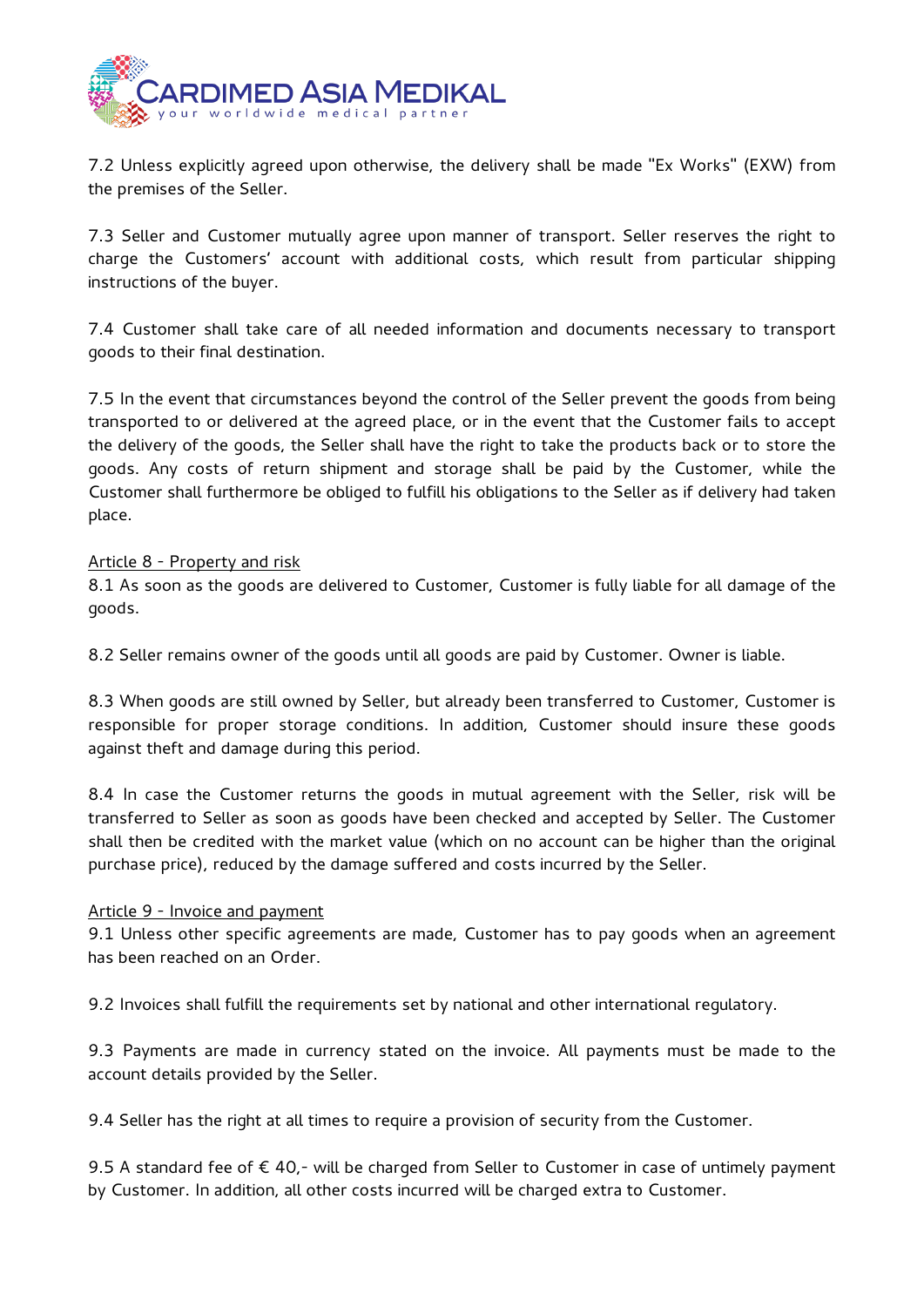7.2 Unless explicitly agreed upon otherwise, the delivery shall be made "Ex Works" (EXW) from the premises of the Seller.

7.3 Seller and Customer mutually agree upon manner of transport. Seller reserves the right to charge the Customers' account with additional costs, which result from particular shipping instructions of the buyer.

7.4 Customer shall take care of all needed information and documents necessary to transport goods to their final destination.

7.5 In the event that circumstances beyond the control of the Seller prevent the goods from being transported to or delivered at the agreed place, or in the event that the Customer fails to accept the delivery of the goods, the Seller shall have the right to take the products back or to store the goods. Any costs of return shipment and storage shall be paid by the Customer, while the Customer shall furthermore be obliged to fulfill his obligations to the Seller as if delivery had taken place.

<u>Article 8 - Property and risk</u>

8.1 As soon as the goods are delivered to Customer, Customer is fully liable for all damage of the goods.

8.2 Seller remains owner of the goods until all goods are paid by Customer. Owner is liable.

8.3 When goods are still owned by Seller, but already been transferred to Customer, Customer is responsible for proper storage conditions. In addition, Customer should insure these goods against theft and damage during this period.

8.4 In case the Customer returns the goods in mutual agreement with the Seller, risk will be transferred to Seller as soon as goods have been checked and accepted by Seller. The Customer shall then be credited with the market value (which on no account can be higher than the original purchase price), reduced by the damage suffered and costs incurred by the Seller.

<u>Article 9 - Invoice and payment</u>

9.1 Unless other specific agreements are made, Customer has to pay goods when an agreement has been reached on an Order.

9.2 Invoices shall fulfill the requirements set by national and other international regulatory.

9.3 Payments are made in currency stated on the invoice. All payments must be made to the account details provided by the Seller.

9.4 Seller has the right at all times to require a provision of security from the Customer.

9.5 A standard fee of € 40,- will be charged from Seller to Customer in case of untimely payment by Customer. In addition, all other costs incurred will be charged extra to Customer.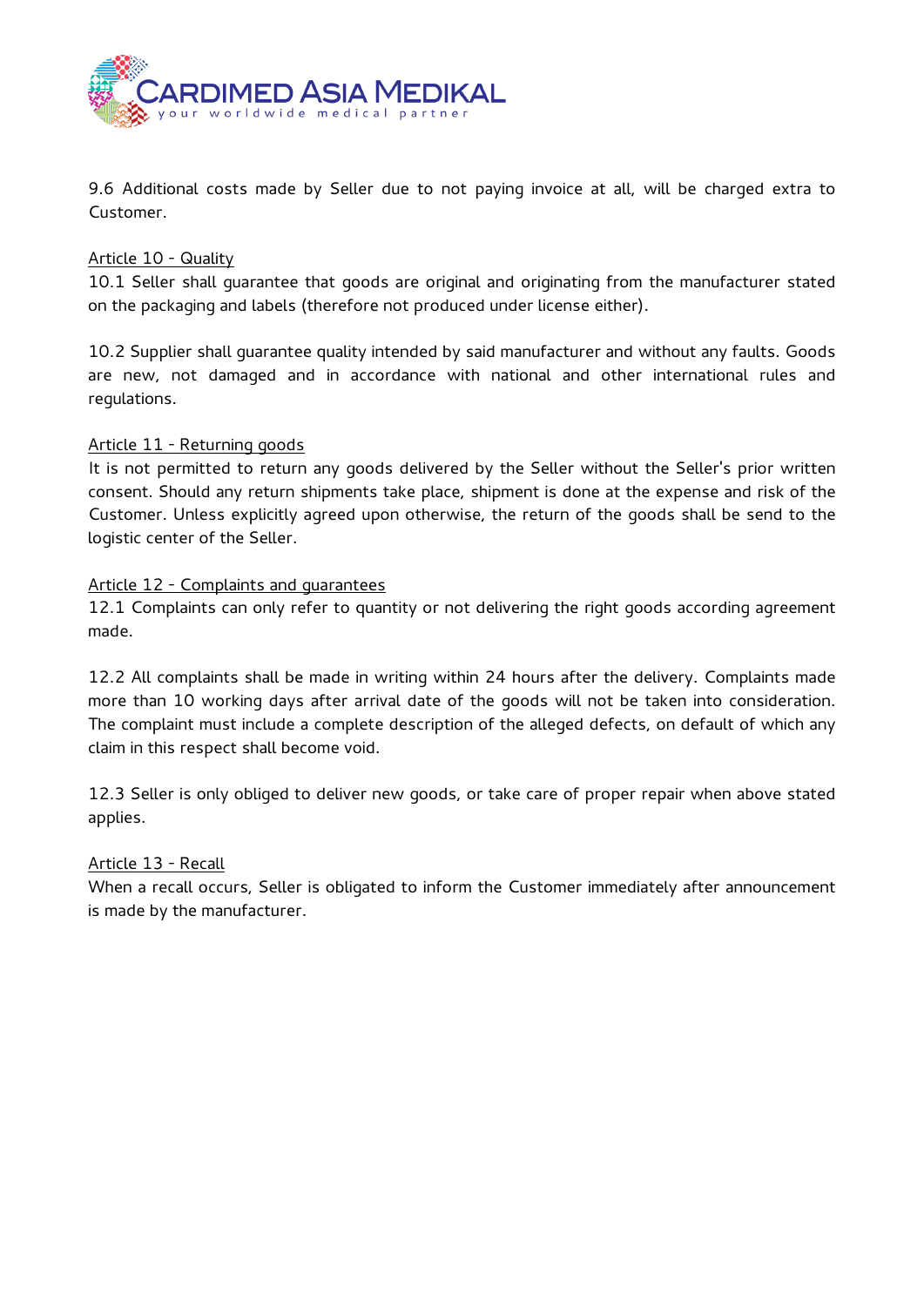9.6 Additional costs made by Seller due to not paying invoice at all, will be charged extra to Customer.

## Article 10 - Quality

10.1 Seller shall guarantee that goods are original and originating from the manufacturer stated on the packaging and labels (therefore not produced under license either).

10.2 Supplier shall guarantee quality intended by said manufacturer and without any faults. Goods are new, not damaged and in accordance with national and other international rules and regulations.

## Article 11 - Returning goods

It is not permitted to return any goods delivered by the Seller without the Seller's prior written consent. Should any return shipments take place, shipment is done at the expense and risk of the Customer. Unless explicitly agreed upon otherwise, the return of the goods shall be send to the logistic center of the Seller.

## Article 12 - Complaints and guarantees

12.1 Complaints can only refer to quantity or not delivering the right goods according agreement made.

12.2 All complaints shall be made in writing within 24 hours after the delivery. Complaints made more than 10 working days after arrival date of the goods will not be taken into consideration. The complaint must include a complete description of the alleged defects, on default of which any claim in this respect shall become void.

12.3 Seller is only obliged to deliver new goods, or take care of proper repair when above stated applies.

## Article 13 - Recall

When a recall occurs, Seller is obligated to inform the Customer immediately after announcement is made by the manufacturer.